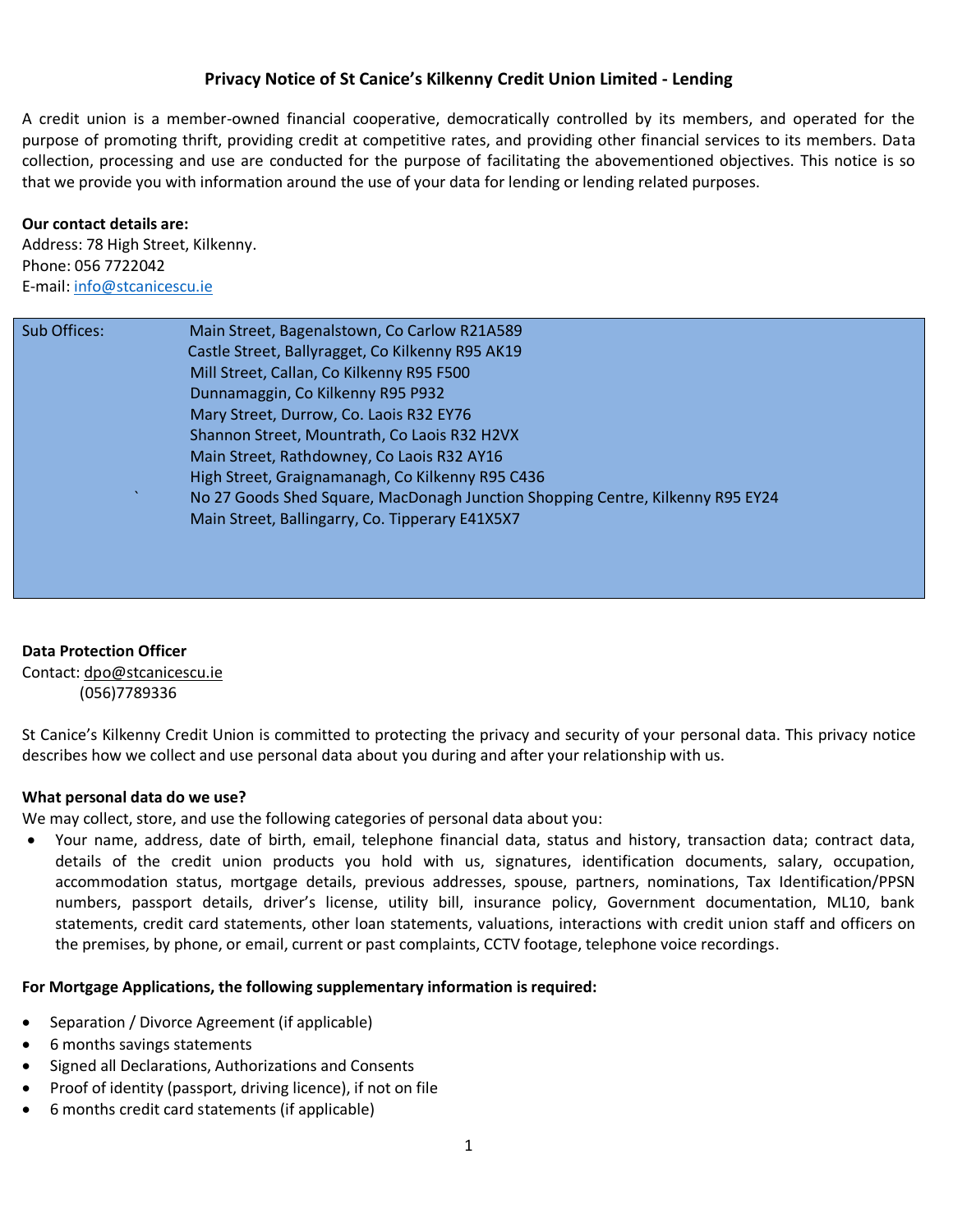# Privacy Notice of St Canice's Kilkenny Credit Union Limited - Lending

A credit union is a member-owned financial cooperative, democratically controlled by its members, and operated for the purpose of promoting thrift, providing credit at competitive rates, and providing other financial services to its members. Data collection, processing and use are conducted for the purpose of facilitating the abovementioned objectives. This notice is so that we provide you with information around the use of your data for lending or lending related purposes.

**Our contact details are:**
Address: 78 High Street, Kilkenny.
Phone: 056 7722042
E-mail: info@stcanicescu.ie

| Sub Offices: | Main Street, Bagenalstown, Co Carlow R21A589 |
|---|---|
| | Castle Street, Ballyragget, Co Kilkenny R95 AK19 |
| | Mill Street, Callan, Co Kilkenny R95 F500 |
| | Dunnamaggin, Co Kilkenny R95 P932 |
| | Mary Street, Durrow, Co. Laois R32 EY76 |
| | Shannon Street, Mountrath, Co Laois R32 H2VX |
| | Main Street, Rathdowney, Co Laois R32 AY16 |
| | High Street, Graignamanagh, Co Kilkenny R95 C436 |
| | No 27 Goods Shed Square, MacDonagh Junction Shopping Centre, Kilkenny R95 EY24 |
| | Main Street, Ballingarry, Co. Tipperary E41X5X7 |

**Data Protection Officer**
Contact: dpo@stcanicescu.ie
(056)7789336

St Canice's Kilkenny Credit Union is committed to protecting the privacy and security of your personal data. This privacy notice describes how we collect and use personal data about you during and after your relationship with us.

**What personal data do we use?**
We may collect, store, and use the following categories of personal data about you:

- Your name, address, date of birth, email, telephone financial data, status and history, transaction data; contract data, details of the credit union products you hold with us, signatures, identification documents, salary, occupation, accommodation status, mortgage details, previous addresses, spouse, partners, nominations, Tax Identification/PPSN numbers, passport details, driver's license, utility bill, insurance policy, Government documentation, ML10, bank statements, credit card statements, other loan statements, valuations, interactions with credit union staff and officers on the premises, by phone, or email, current or past complaints, CCTV footage, telephone voice recordings.

**For Mortgage Applications, the following supplementary information is required:**

- Separation / Divorce Agreement (if applicable)
- 6 months savings statements
- Signed all Declarations, Authorizations and Consents
- Proof of identity (passport, driving licence), if not on file
- 6 months credit card statements (if applicable)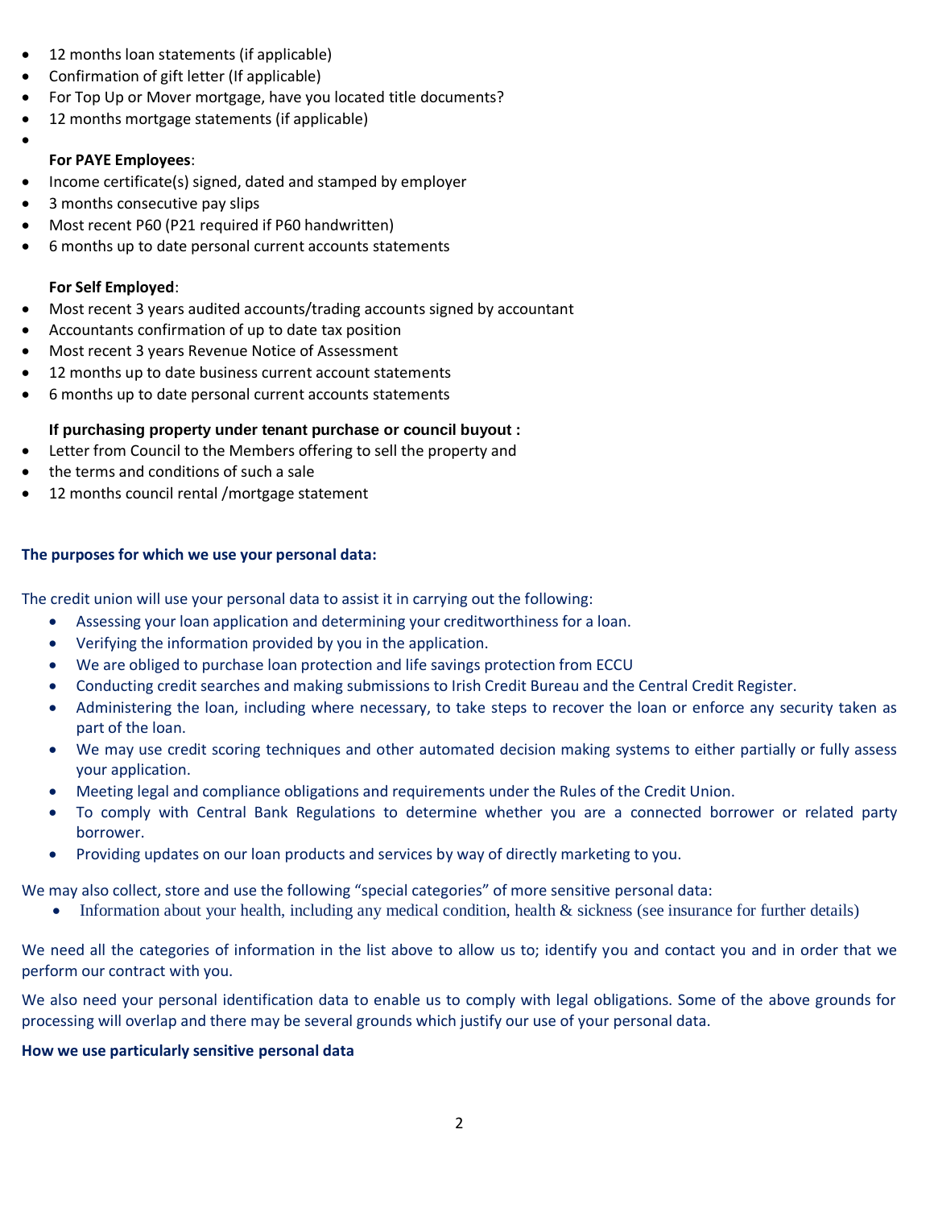- 12 months loan statements (if applicable)
- Confirmation of gift letter (If applicable)
- For Top Up or Mover mortgage, have you located title documents?
- 12 months mortgage statements (if applicable)

**For PAYE Employees**:

- Income certificate(s) signed, dated and stamped by employer
- 3 months consecutive pay slips
- Most recent P60 (P21 required if P60 handwritten)
- 6 months up to date personal current accounts statements

**For Self Employed**:

- Most recent 3 years audited accounts/trading accounts signed by accountant
- Accountants confirmation of up to date tax position
- Most recent 3 years Revenue Notice of Assessment
- 12 months up to date business current account statements
- 6 months up to date personal current accounts statements

**If purchasing property under tenant purchase or council buyout :**

- Letter from Council to the Members offering to sell the property and
- the terms and conditions of such a sale
- 12 months council rental /mortgage statement

**The purposes for which we use your personal data:**

The credit union will use your personal data to assist it in carrying out the following:

- Assessing your loan application and determining your creditworthiness for a loan.
- Verifying the information provided by you in the application.
- We are obliged to purchase loan protection and life savings protection from ECCU
- Conducting credit searches and making submissions to Irish Credit Bureau and the Central Credit Register.
- Administering the loan, including where necessary, to take steps to recover the loan or enforce any security taken as part of the loan.
- We may use credit scoring techniques and other automated decision making systems to either partially or fully assess your application.
- Meeting legal and compliance obligations and requirements under the Rules of the Credit Union.
- To comply with Central Bank Regulations to determine whether you are a connected borrower or related party borrower.
- Providing updates on our loan products and services by way of directly marketing to you.

We may also collect, store and use the following "special categories" of more sensitive personal data:

- Information about your health, including any medical condition, health & sickness (see insurance for further details)

We need all the categories of information in the list above to allow us to; identify you and contact you and in order that we perform our contract with you.

We also need your personal identification data to enable us to comply with legal obligations. Some of the above grounds for processing will overlap and there may be several grounds which justify our use of your personal data.

**How we use particularly sensitive personal data**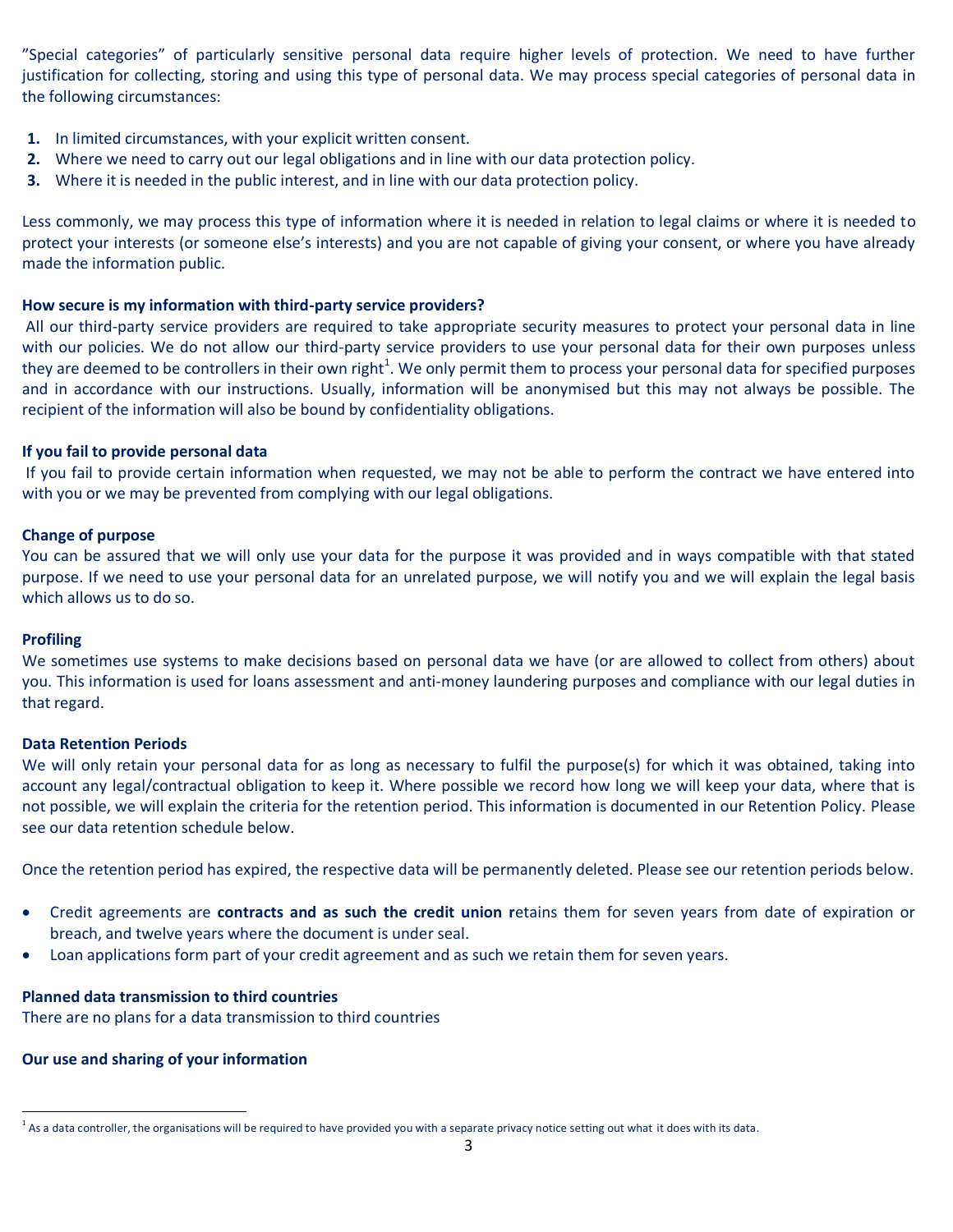"Special categories" of particularly sensitive personal data require higher levels of protection. We need to have further justification for collecting, storing and using this type of personal data. We may process special categories of personal data in the following circumstances:

1. In limited circumstances, with your explicit written consent.
2. Where we need to carry out our legal obligations and in line with our data protection policy.
3. Where it is needed in the public interest, and in line with our data protection policy.

Less commonly, we may process this type of information where it is needed in relation to legal claims or where it is needed to protect your interests (or someone else's interests) and you are not capable of giving your consent, or where you have already made the information public.

**How secure is my information with third-party service providers?**

All our third-party service providers are required to take appropriate security measures to protect your personal data in line with our policies. We do not allow our third-party service providers to use your personal data for their own purposes unless they are deemed to be controllers in their own right[1]. We only permit them to process your personal data for specified purposes and in accordance with our instructions. Usually, information will be anonymised but this may not always be possible. The recipient of the information will also be bound by confidentiality obligations.

**If you fail to provide personal data**

If you fail to provide certain information when requested, we may not be able to perform the contract we have entered into with you or we may be prevented from complying with our legal obligations.

**Change of purpose**

You can be assured that we will only use your data for the purpose it was provided and in ways compatible with that stated purpose. If we need to use your personal data for an unrelated purpose, we will notify you and we will explain the legal basis which allows us to do so.

**Profiling**

We sometimes use systems to make decisions based on personal data we have (or are allowed to collect from others) about you. This information is used for loans assessment and anti-money laundering purposes and compliance with our legal duties in that regard.

**Data Retention Periods**

We will only retain your personal data for as long as necessary to fulfil the purpose(s) for which it was obtained, taking into account any legal/contractual obligation to keep it. Where possible we record how long we will keep your data, where that is not possible, we will explain the criteria for the retention period. This information is documented in our Retention Policy. Please see our data retention schedule below.

Once the retention period has expired, the respective data will be permanently deleted. Please see our retention periods below.

- Credit agreements are **contracts and as such the credit union r**etains them for seven years from date of expiration or breach, and twelve years where the document is under seal.
- Loan applications form part of your credit agreement and as such we retain them for seven years.

**Planned data transmission to third countries**

There are no plans for a data transmission to third countries

**Our use and sharing of your information**

[1] As a data controller, the organisations will be required to have provided you with a separate privacy notice setting out what it does with its data.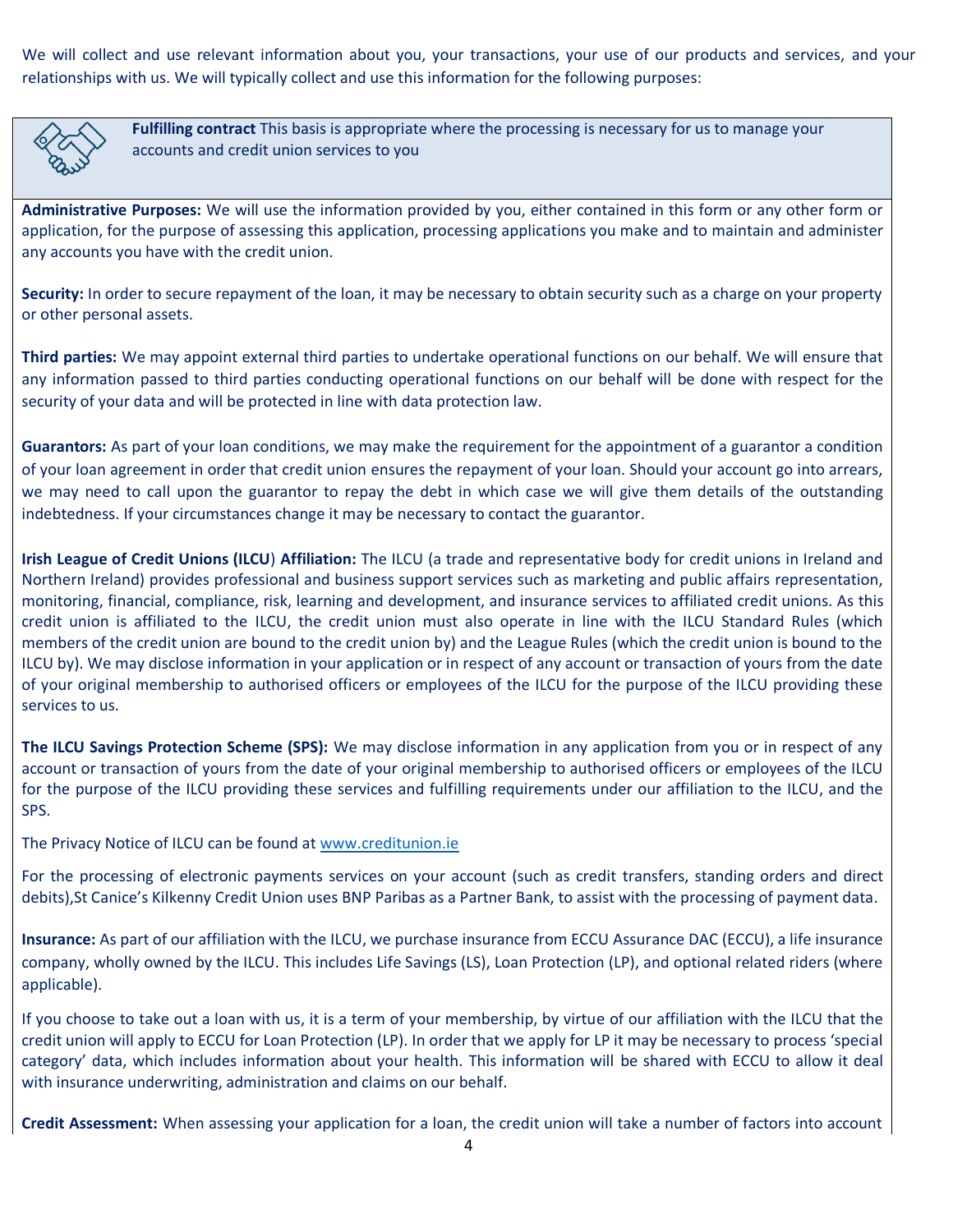We will collect and use relevant information about you, your transactions, your use of our products and services, and your relationships with us. We will typically collect and use this information for the following purposes:

**Fulfilling contract** This basis is appropriate where the processing is necessary for us to manage your accounts and credit union services to you

**Administrative Purposes:** We will use the information provided by you, either contained in this form or any other form or application, for the purpose of assessing this application, processing applications you make and to maintain and administer any accounts you have with the credit union.

**Security:** In order to secure repayment of the loan, it may be necessary to obtain security such as a charge on your property or other personal assets.

**Third parties:** We may appoint external third parties to undertake operational functions on our behalf. We will ensure that any information passed to third parties conducting operational functions on our behalf will be done with respect for the security of your data and will be protected in line with data protection law.

**Guarantors:** As part of your loan conditions, we may make the requirement for the appointment of a guarantor a condition of your loan agreement in order that credit union ensures the repayment of your loan. Should your account go into arrears, we may need to call upon the guarantor to repay the debt in which case we will give them details of the outstanding indebtedness. If your circumstances change it may be necessary to contact the guarantor.

**Irish League of Credit Unions (ILCU) Affiliation:** The ILCU (a trade and representative body for credit unions in Ireland and Northern Ireland) provides professional and business support services such as marketing and public affairs representation, monitoring, financial, compliance, risk, learning and development, and insurance services to affiliated credit unions. As this credit union is affiliated to the ILCU, the credit union must also operate in line with the ILCU Standard Rules (which members of the credit union are bound to the credit union by) and the League Rules (which the credit union is bound to the ILCU by). We may disclose information in your application or in respect of any account or transaction of yours from the date of your original membership to authorised officers or employees of the ILCU for the purpose of the ILCU providing these services to us.

**The ILCU Savings Protection Scheme (SPS):** We may disclose information in any application from you or in respect of any account or transaction of yours from the date of your original membership to authorised officers or employees of the ILCU for the purpose of the ILCU providing these services and fulfilling requirements under our affiliation to the ILCU, and the SPS.

The Privacy Notice of ILCU can be found at www.creditunion.ie

For the processing of electronic payments services on your account (such as credit transfers, standing orders and direct debits),St Canice's Kilkenny Credit Union uses BNP Paribas as a Partner Bank, to assist with the processing of payment data.

**Insurance:** As part of our affiliation with the ILCU, we purchase insurance from ECCU Assurance DAC (ECCU), a life insurance company, wholly owned by the ILCU. This includes Life Savings (LS), Loan Protection (LP), and optional related riders (where applicable).

If you choose to take out a loan with us, it is a term of your membership, by virtue of our affiliation with the ILCU that the credit union will apply to ECCU for Loan Protection (LP). In order that we apply for LP it may be necessary to process 'special category' data, which includes information about your health. This information will be shared with ECCU to allow it deal with insurance underwriting, administration and claims on our behalf.

**Credit Assessment:** When assessing your application for a loan, the credit union will take a number of factors into account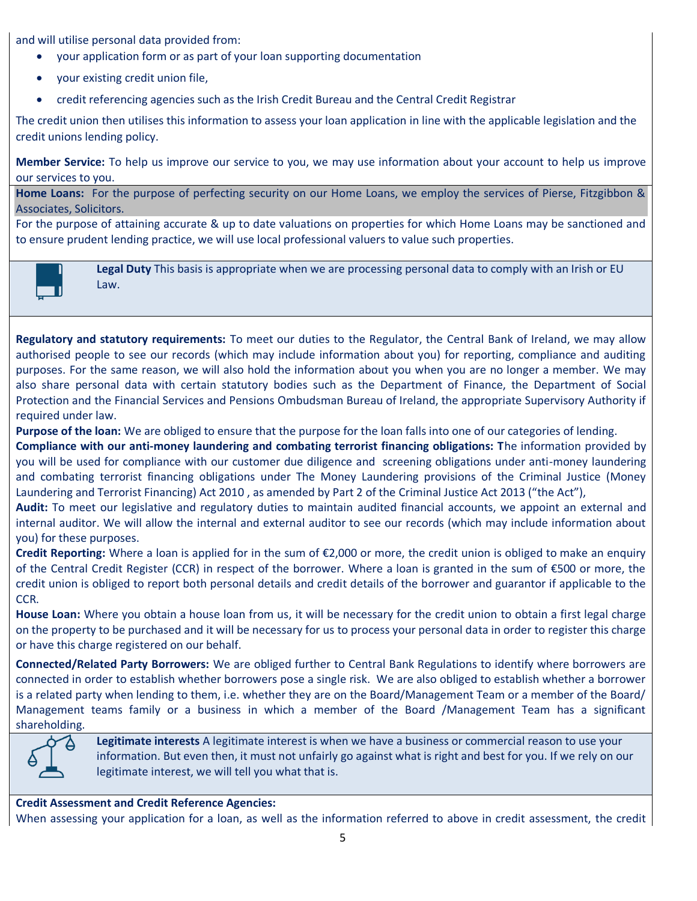and will utilise personal data provided from:

- your application form or as part of your loan supporting documentation
- your existing credit union file,
- credit referencing agencies such as the Irish Credit Bureau and the Central Credit Registrar

The credit union then utilises this information to assess your loan application in line with the applicable legislation and the credit unions lending policy.

**Member Service:** To help us improve our service to you, we may use information about your account to help us improve our services to you.

**Home Loans:** For the purpose of perfecting security on our Home Loans, we employ the services of Pierse, Fitzgibbon & Associates, Solicitors.

For the purpose of attaining accurate & up to date valuations on properties for which Home Loans may be sanctioned and to ensure prudent lending practice, we will use local professional valuers to value such properties.

**Legal Duty** This basis is appropriate when we are processing personal data to comply with an Irish or EU Law.

**Regulatory and statutory requirements:** To meet our duties to the Regulator, the Central Bank of Ireland, we may allow authorised people to see our records (which may include information about you) for reporting, compliance and auditing purposes. For the same reason, we will also hold the information about you when you are no longer a member. We may also share personal data with certain statutory bodies such as the Department of Finance, the Department of Social Protection and the Financial Services and Pensions Ombudsman Bureau of Ireland, the appropriate Supervisory Authority if required under law.

**Purpose of the loan:** We are obliged to ensure that the purpose for the loan falls into one of our categories of lending.

**Compliance with our anti-money laundering and combating terrorist financing obligations: T**he information provided by you will be used for compliance with our customer due diligence and screening obligations under anti-money laundering and combating terrorist financing obligations under The Money Laundering provisions of the Criminal Justice (Money Laundering and Terrorist Financing) Act 2010 , as amended by Part 2 of the Criminal Justice Act 2013 ("the Act"),

**Audit:** To meet our legislative and regulatory duties to maintain audited financial accounts, we appoint an external and internal auditor. We will allow the internal and external auditor to see our records (which may include information about you) for these purposes.

**Credit Reporting:** Where a loan is applied for in the sum of €2,000 or more, the credit union is obliged to make an enquiry of the Central Credit Register (CCR) in respect of the borrower. Where a loan is granted in the sum of €500 or more, the credit union is obliged to report both personal details and credit details of the borrower and guarantor if applicable to the CCR.

**House Loan:** Where you obtain a house loan from us, it will be necessary for the credit union to obtain a first legal charge on the property to be purchased and it will be necessary for us to process your personal data in order to register this charge or have this charge registered on our behalf.

**Connected/Related Party Borrowers:** We are obliged further to Central Bank Regulations to identify where borrowers are connected in order to establish whether borrowers pose a single risk. We are also obliged to establish whether a borrower is a related party when lending to them, i.e. whether they are on the Board/Management Team or a member of the Board/ Management teams family or a business in which a member of the Board /Management Team has a significant shareholding.

**Legitimate interests** A legitimate interest is when we have a business or commercial reason to use your information. But even then, it must not unfairly go against what is right and best for you. If we rely on our legitimate interest, we will tell you what that is.

**Credit Assessment and Credit Reference Agencies:**

When assessing your application for a loan, as well as the information referred to above in credit assessment, the credit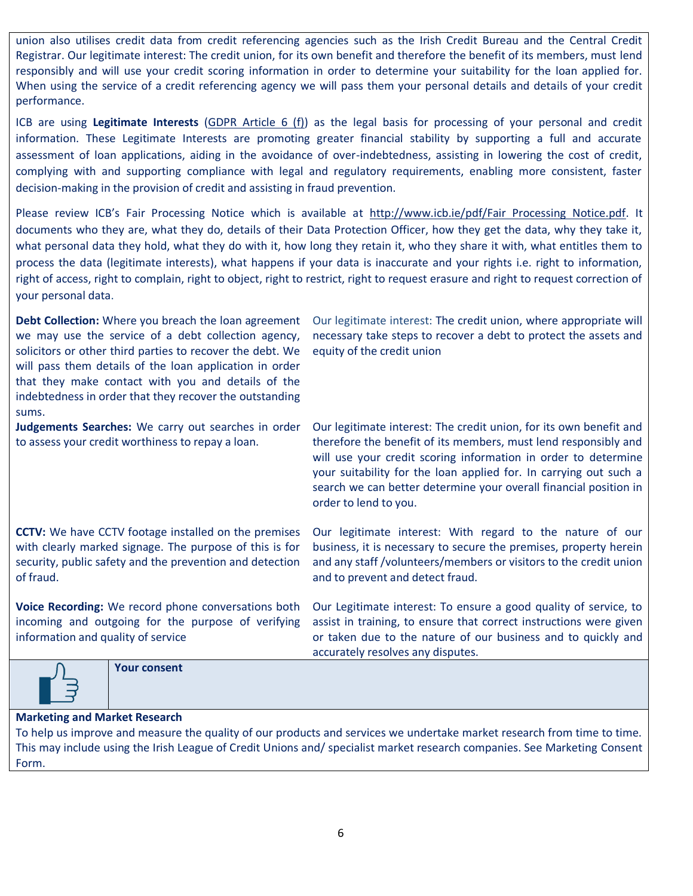union also utilises credit data from credit referencing agencies such as the Irish Credit Bureau and the Central Credit Registrar. Our legitimate interest: The credit union, for its own benefit and therefore the benefit of its members, must lend responsibly and will use your credit scoring information in order to determine your suitability for the loan applied for. When using the service of a credit referencing agency we will pass them your personal details and details of your credit performance.

ICB are using **Legitimate Interests** (GDPR Article 6 (f)) as the legal basis for processing of your personal and credit information. These Legitimate Interests are promoting greater financial stability by supporting a full and accurate assessment of loan applications, aiding in the avoidance of over-indebtedness, assisting in lowering the cost of credit, complying with and supporting compliance with legal and regulatory requirements, enabling more consistent, faster decision-making in the provision of credit and assisting in fraud prevention.

Please review ICB's Fair Processing Notice which is available at http://www.icb.ie/pdf/Fair_Processing_Notice.pdf. It documents who they are, what they do, details of their Data Protection Officer, how they get the data, why they take it, what personal data they hold, what they do with it, how long they retain it, who they share it with, what entitles them to process the data (legitimate interests), what happens if your data is inaccurate and your rights i.e. right to information, right of access, right to complain, right to object, right to restrict, right to request erasure and right to request correction of your personal data.

| | |
|---|---|
| **Debt Collection:** Where you breach the loan agreement we may use the service of a debt collection agency, solicitors or other third parties to recover the debt. We will pass them details of the loan application in order that they make contact with you and details of the indebtedness in order that they recover the outstanding sums. | Our legitimate interest: The credit union, where appropriate will necessary take steps to recover a debt to protect the assets and equity of the credit union |
| **Judgements Searches:** We carry out searches in order to assess your credit worthiness to repay a loan. | Our legitimate interest: The credit union, for its own benefit and therefore the benefit of its members, must lend responsibly and will use your credit scoring information in order to determine your suitability for the loan applied for. In carrying out such a search we can better determine your overall financial position in order to lend to you. |
| **CCTV:** We have CCTV footage installed on the premises with clearly marked signage. The purpose of this is for security, public safety and the prevention and detection of fraud. | Our legitimate interest: With regard to the nature of our business, it is necessary to secure the premises, property herein and any staff /volunteers/members or visitors to the credit union and to prevent and detect fraud. |
| **Voice Recording:** We record phone conversations both incoming and outgoing for the purpose of verifying information and quality of service | Our Legitimate interest: To ensure a good quality of service, to assist in training, to ensure that correct instructions were given or taken due to the nature of our business and to quickly and accurately resolves any disputes. |

**Your consent**

**Marketing and Market Research**

To help us improve and measure the quality of our products and services we undertake market research from time to time. This may include using the Irish League of Credit Unions and/ specialist market research companies. See Marketing Consent Form.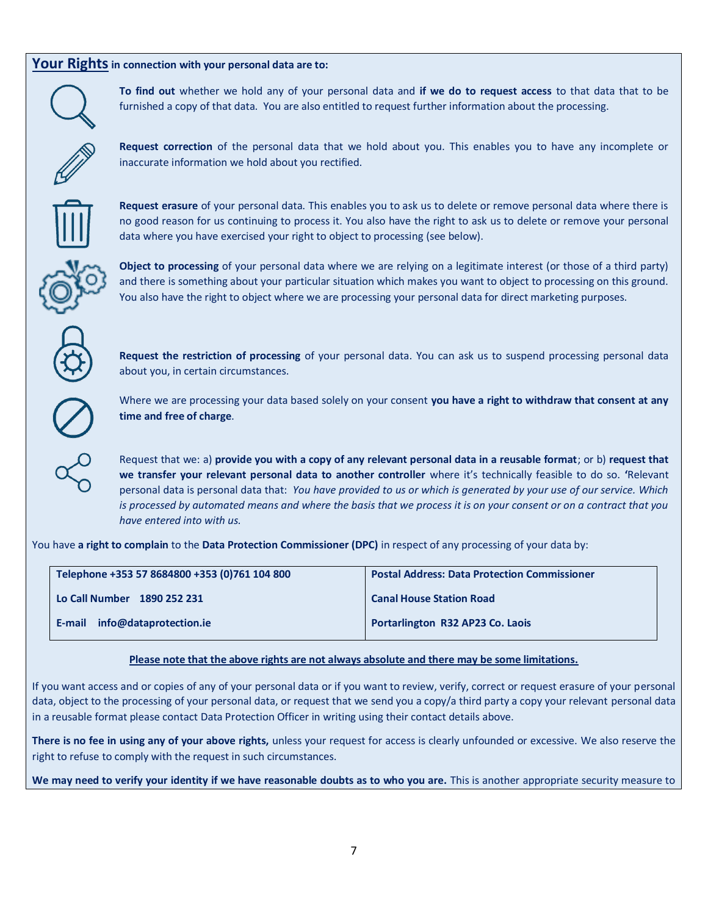## Your Rights in connection with your personal data are to:

**To find out** whether we hold any of your personal data and **if we do to request access** to that data that to be furnished a copy of that data. You are also entitled to request further information about the processing.

**Request correction** of the personal data that we hold about you. This enables you to have any incomplete or inaccurate information we hold about you rectified.

**Request erasure** of your personal data. This enables you to ask us to delete or remove personal data where there is no good reason for us continuing to process it. You also have the right to ask us to delete or remove your personal data where you have exercised your right to object to processing (see below).

**Object to processing** of your personal data where we are relying on a legitimate interest (or those of a third party) and there is something about your particular situation which makes you want to object to processing on this ground. You also have the right to object where we are processing your personal data for direct marketing purposes.

**Request the restriction of processing** of your personal data. You can ask us to suspend processing personal data about you, in certain circumstances.

Where we are processing your data based solely on your consent **you have a right to withdraw that consent at any time and free of charge**.

Request that we: a) **provide you with a copy of any relevant personal data in a reusable format**; or b) **request that we transfer your relevant personal data to another controller** where it's technically feasible to do so. **'**Relevant personal data is personal data that: *You have provided to us or which is generated by your use of our service. Which is processed by automated means and where the basis that we process it is on your consent or on a contract that you have entered into with us.*

You have **a right to complain** to the **Data Protection Commissioner (DPC)** in respect of any processing of your data by:

| | |
|---|---|
| **Telephone +353 57 8684800 +353 (0)761 104 800** | **Postal Address: Data Protection Commissioner** |
| **Lo Call Number 1890 252 231** | **Canal House Station Road** |
| **E-mail info@dataprotection.ie** | **Portarlington R32 AP23 Co. Laois** |

**Please note that the above rights are not always absolute and there may be some limitations.**

If you want access and or copies of any of your personal data or if you want to review, verify, correct or request erasure of your personal data, object to the processing of your personal data, or request that we send you a copy/a third party a copy your relevant personal data in a reusable format please contact Data Protection Officer in writing using their contact details above.

**There is no fee in using any of your above rights,** unless your request for access is clearly unfounded or excessive. We also reserve the right to refuse to comply with the request in such circumstances.

**We may need to verify your identity if we have reasonable doubts as to who you are.** This is another appropriate security measure to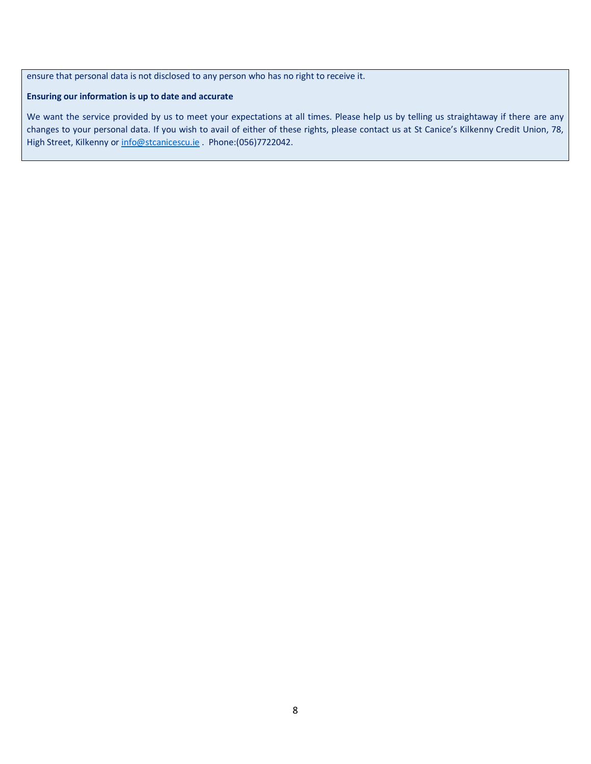ensure that personal data is not disclosed to any person who has no right to receive it.

**Ensuring our information is up to date and accurate**

We want the service provided by us to meet your expectations at all times. Please help us by telling us straightaway if there are any changes to your personal data. If you wish to avail of either of these rights, please contact us at St Canice's Kilkenny Credit Union, 78, High Street, Kilkenny or info@stcanicescu.ie . Phone:(056)7722042.